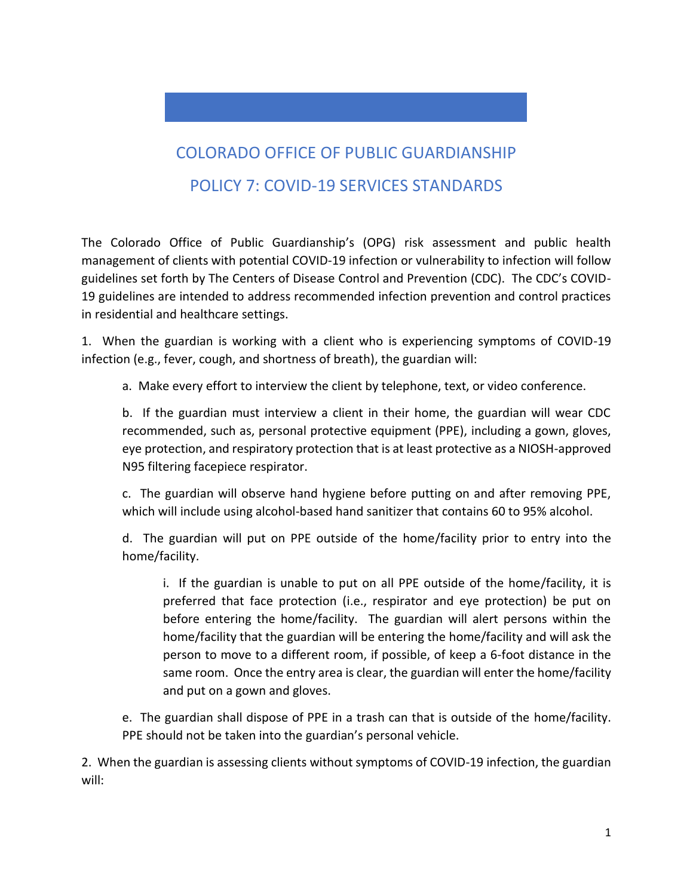# COLORADO OFFICE OF PUBLIC GUARDIANSHIP

## POLICY 7: COVID-19 SERVICES STANDARDS

The Colorado Office of Public Guardianship's (OPG) risk assessment and public health management of clients with potential COVID-19 infection or vulnerability to infection will follow guidelines set forth by The Centers of Disease Control and Prevention (CDC). The CDC's COVID-19 guidelines are intended to address recommended infection prevention and control practices in residential and healthcare settings.

1. When the guardian is working with a client who is experiencing symptoms of COVID-19 infection (e.g., fever, cough, and shortness of breath), the guardian will:

   a. Make every effort to interview the client by telephone, text, or video conference.

   b. If the guardian must interview a client in their home, the guardian will wear CDC recommended, such as, personal protective equipment (PPE), including a gown, gloves, eye protection, and respiratory protection that is at least protective as a NIOSH-approved N95 filtering facepiece respirator.

   c. The guardian will observe hand hygiene before putting on and after removing PPE, which will include using alcohol-based hand sanitizer that contains 60 to 95% alcohol.

   d. The guardian will put on PPE outside of the home/facility prior to entry into the home/facility.

      i. If the guardian is unable to put on all PPE outside of the home/facility, it is preferred that face protection (i.e., respirator and eye protection) be put on before entering the home/facility. The guardian will alert persons within the home/facility that the guardian will be entering the home/facility and will ask the person to move to a different room, if possible, of keep a 6-foot distance in the same room. Once the entry area is clear, the guardian will enter the home/facility and put on a gown and gloves.

   e. The guardian shall dispose of PPE in a trash can that is outside of the home/facility. PPE should not be taken into the guardian's personal vehicle.

2. When the guardian is assessing clients without symptoms of COVID-19 infection, the guardian will: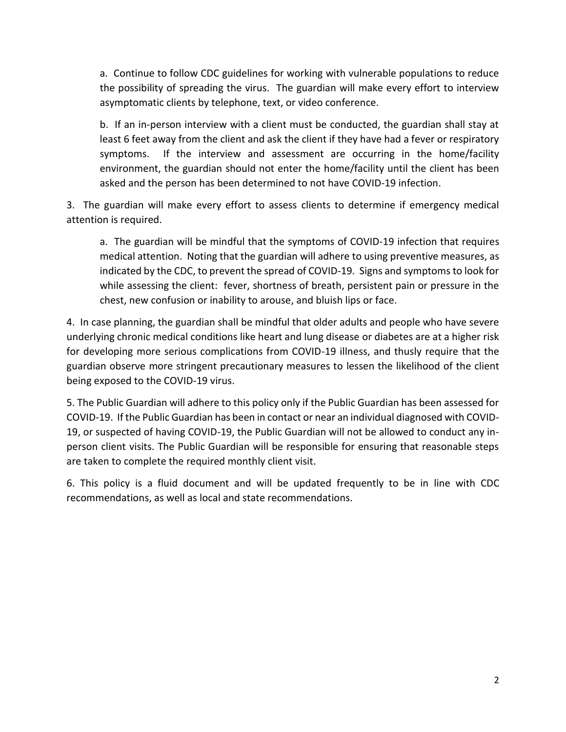a. Continue to follow CDC guidelines for working with vulnerable populations to reduce the possibility of spreading the virus. The guardian will make every effort to interview asymptomatic clients by telephone, text, or video conference.

b. If an in-person interview with a client must be conducted, the guardian shall stay at least 6 feet away from the client and ask the client if they have had a fever or respiratory symptoms. If the interview and assessment are occurring in the home/facility environment, the guardian should not enter the home/facility until the client has been asked and the person has been determined to not have COVID-19 infection.

3. The guardian will make every effort to assess clients to determine if emergency medical attention is required.

a. The guardian will be mindful that the symptoms of COVID-19 infection that requires medical attention. Noting that the guardian will adhere to using preventive measures, as indicated by the CDC, to prevent the spread of COVID-19. Signs and symptoms to look for while assessing the client: fever, shortness of breath, persistent pain or pressure in the chest, new confusion or inability to arouse, and bluish lips or face.

4. In case planning, the guardian shall be mindful that older adults and people who have severe underlying chronic medical conditions like heart and lung disease or diabetes are at a higher risk for developing more serious complications from COVID-19 illness, and thusly require that the guardian observe more stringent precautionary measures to lessen the likelihood of the client being exposed to the COVID-19 virus.

5. The Public Guardian will adhere to this policy only if the Public Guardian has been assessed for COVID-19. If the Public Guardian has been in contact or near an individual diagnosed with COVID-19, or suspected of having COVID-19, the Public Guardian will not be allowed to conduct any in-person client visits. The Public Guardian will be responsible for ensuring that reasonable steps are taken to complete the required monthly client visit.

6. This policy is a fluid document and will be updated frequently to be in line with CDC recommendations, as well as local and state recommendations.